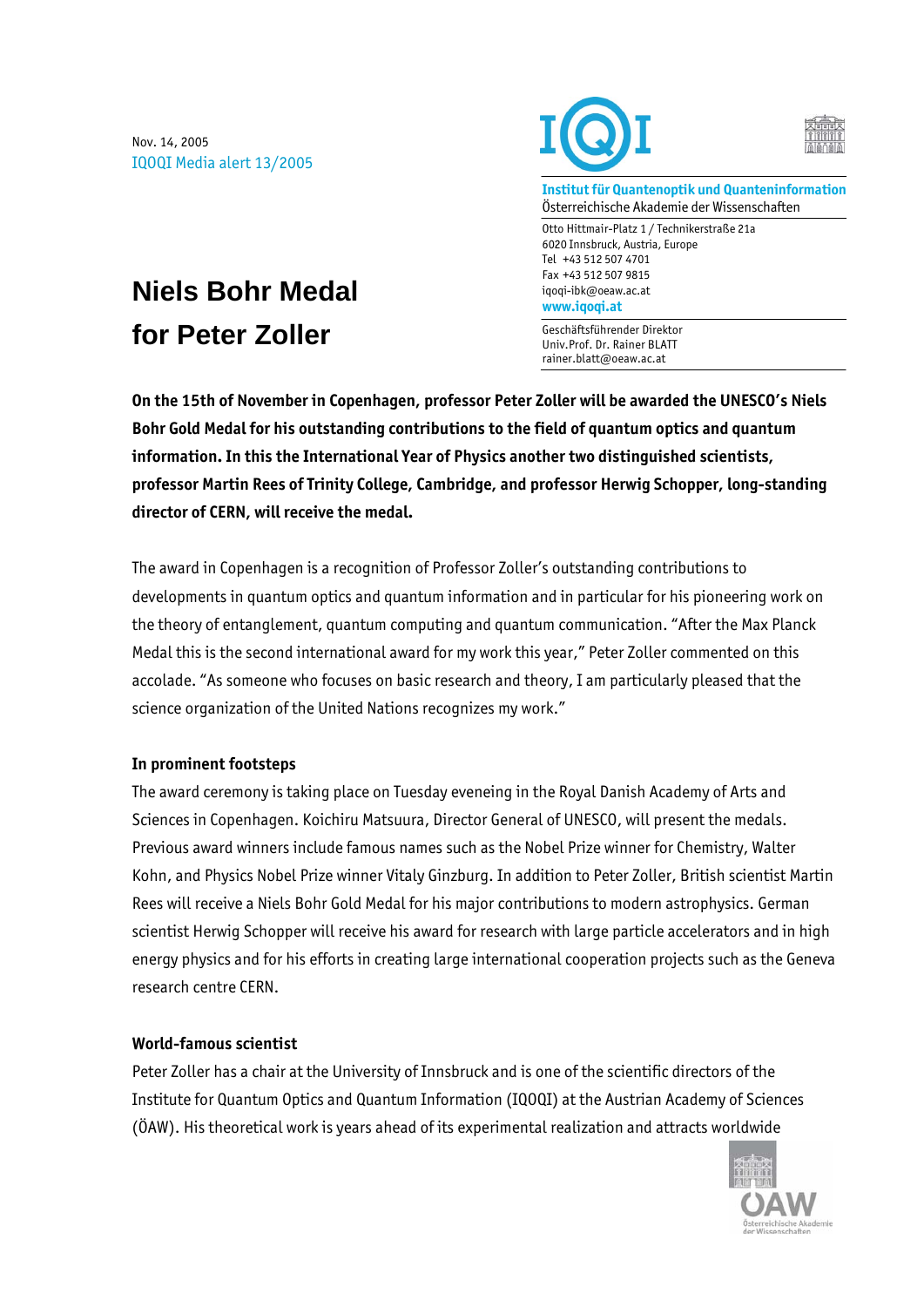Nov. 14, 2005
IQOQI Media alert 13/2005

**Institut für Quantenoptik und Quanteninformation**
Österreichische Akademie der Wissenschaften

Otto Hittmair-Platz 1 / Technikerstraße 21a
6020 Innsbruck, Austria, Europe
Tel +43 512 507 4701
Fax +43 512 507 9815
iqoqi-ibk@oeaw.ac.at
**www.iqoqi.at**

Geschäftsführender Direktor
Univ.Prof. Dr. Rainer BLATT
rainer.blatt@oeaw.ac.at

# Niels Bohr Medal for Peter Zoller

**On the 15th of November in Copenhagen, professor Peter Zoller will be awarded the UNESCO's Niels Bohr Gold Medal for his outstanding contributions to the field of quantum optics and quantum information. In this the International Year of Physics another two distinguished scientists, professor Martin Rees of Trinity College, Cambridge, and professor Herwig Schopper, long-standing director of CERN, will receive the medal.**

The award in Copenhagen is a recognition of Professor Zoller's outstanding contributions to developments in quantum optics and quantum information and in particular for his pioneering work on the theory of entanglement, quantum computing and quantum communication. "After the Max Planck Medal this is the second international award for my work this year," Peter Zoller commented on this accolade. "As someone who focuses on basic research and theory, I am particularly pleased that the science organization of the United Nations recognizes my work."

**In prominent footsteps**

The award ceremony is taking place on Tuesday eveneing in the Royal Danish Academy of Arts and Sciences in Copenhagen. Koichiru Matsuura, Director General of UNESCO, will present the medals. Previous award winners include famous names such as the Nobel Prize winner for Chemistry, Walter Kohn, and Physics Nobel Prize winner Vitaly Ginzburg. In addition to Peter Zoller, British scientist Martin Rees will receive a Niels Bohr Gold Medal for his major contributions to modern astrophysics. German scientist Herwig Schopper will receive his award for research with large particle accelerators and in high energy physics and for his efforts in creating large international cooperation projects such as the Geneva research centre CERN.

**World-famous scientist**

Peter Zoller has a chair at the University of Innsbruck and is one of the scientific directors of the Institute for Quantum Optics and Quantum Information (IQOQI) at the Austrian Academy of Sciences (ÖAW). His theoretical work is years ahead of its experimental realization and attracts worldwide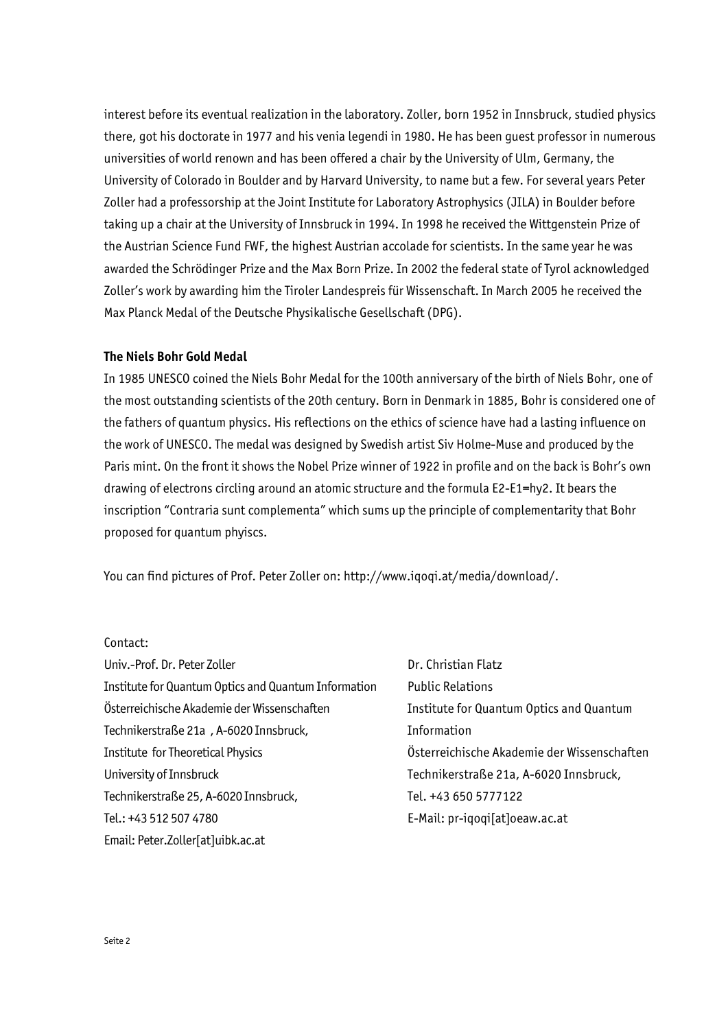interest before its eventual realization in the laboratory. Zoller, born 1952 in Innsbruck, studied physics there, got his doctorate in 1977 and his venia legendi in 1980. He has been guest professor in numerous universities of world renown and has been offered a chair by the University of Ulm, Germany, the University of Colorado in Boulder and by Harvard University, to name but a few. For several years Peter Zoller had a professorship at the Joint Institute for Laboratory Astrophysics (JILA) in Boulder before taking up a chair at the University of Innsbruck in 1994. In 1998 he received the Wittgenstein Prize of the Austrian Science Fund FWF, the highest Austrian accolade for scientists. In the same year he was awarded the Schrödinger Prize and the Max Born Prize. In 2002 the federal state of Tyrol acknowledged Zoller's work by awarding him the Tiroler Landespreis für Wissenschaft. In March 2005 he received the Max Planck Medal of the Deutsche Physikalische Gesellschaft (DPG).

**The Niels Bohr Gold Medal**

In 1985 UNESCO coined the Niels Bohr Medal for the 100th anniversary of the birth of Niels Bohr, one of the most outstanding scientists of the 20th century. Born in Denmark in 1885, Bohr is considered one of the fathers of quantum physics. His reflections on the ethics of science have had a lasting influence on the work of UNESCO. The medal was designed by Swedish artist Siv Holme-Muse and produced by the Paris mint. On the front it shows the Nobel Prize winner of 1922 in profile and on the back is Bohr's own drawing of electrons circling around an atomic structure and the formula E2-E1=hy2. It bears the inscription "Contraria sunt complementa" which sums up the principle of complementarity that Bohr proposed for quantum phyiscs.

You can find pictures of Prof. Peter Zoller on: http://www.iqoqi.at/media/download/.

Contact:

Univ.-Prof. Dr. Peter Zoller
Institute for Quantum Optics and Quantum Information
Österreichische Akademie der Wissenschaften
Technikerstraße 21a , A-6020 Innsbruck,
Institute for Theoretical Physics
University of Innsbruck
Technikerstraße 25, A-6020 Innsbruck,
Tel.: +43 512 507 4780
Email: Peter.Zoller[at]uibk.ac.at

Dr. Christian Flatz
Public Relations
Institute for Quantum Optics and Quantum Information
Österreichische Akademie der Wissenschaften
Technikerstraße 21a, A-6020 Innsbruck,
Tel. +43 650 5777122
E-Mail: pr-iqoqi[at]oeaw.ac.at